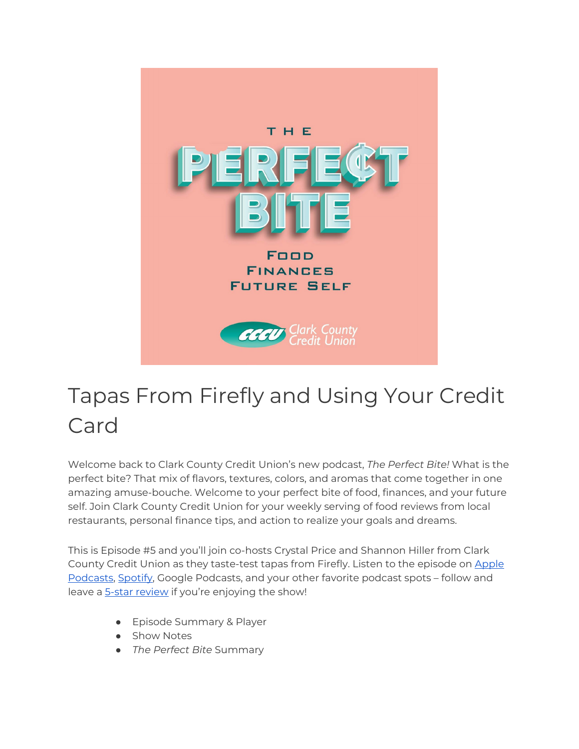# Tapas From Firefly and Using Your Credit Card

Welcome back to Clark County Credit Union's new podcast, *The Perfect Bite!* What is the perfect bite? That mix of flavors, textures, colors, and aromas that come together in one amazing amuse-bouche. Welcome to your perfect bite of food, finances, and your future self. Join Clark County Credit Union for your weekly serving of food reviews from local restaurants, personal finance tips, and action to realize your goals and dreams.

This is Episode #5 and you'll join co-hosts Crystal Price and Shannon Hiller from Clark County Credit Union as they taste-test tapas from Firefly. Listen to the episode on Apple Podcasts, Spotify, Google Podcasts, and your other favorite podcast spots – follow and leave a 5-star review if you're enjoying the show!

- Episode Summary & Player
- Show Notes
- *The Perfect Bite* Summary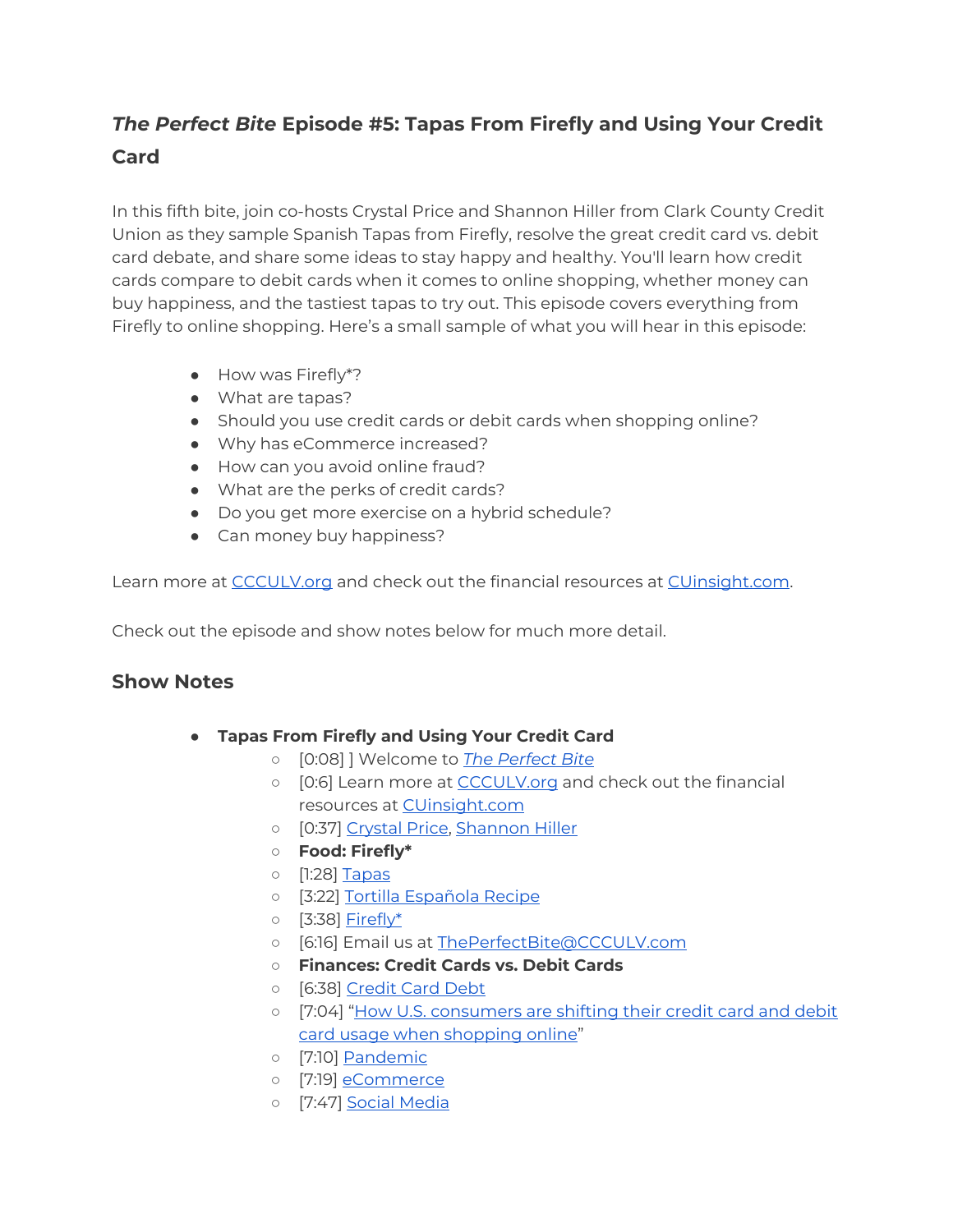## *The Perfect Bite* Episode #5: Tapas From Firefly and Using Your Credit Card

In this fifth bite, join co-hosts Crystal Price and Shannon Hiller from Clark County Credit Union as they sample Spanish Tapas from Firefly, resolve the great credit card vs. debit card debate, and share some ideas to stay happy and healthy. You'll learn how credit cards compare to debit cards when it comes to online shopping, whether money can buy happiness, and the tastiest tapas to try out. This episode covers everything from Firefly to online shopping. Here's a small sample of what you will hear in this episode:

- How was Firefly*?
- What are tapas?
- Should you use credit cards or debit cards when shopping online?
- Why has eCommerce increased?
- How can you avoid online fraud?
- What are the perks of credit cards?
- Do you get more exercise on a hybrid schedule?
- Can money buy happiness?

Learn more at CCCULV.org and check out the financial resources at CUinsight.com.

Check out the episode and show notes below for much more detail.

### Show Notes

- **Tapas From Firefly and Using Your Credit Card**
  - [0:08] ] Welcome to *The Perfect Bite*
  - [0:6] Learn more at CCCULV.org and check out the financial resources at CUinsight.com
  - [0:37] Crystal Price, Shannon Hiller
  - **Food: Firefly***
  - [1:28] Tapas
  - [3:22] Tortilla Española Recipe
  - [3:38] Firefly*
  - [6:16] Email us at ThePerfectBite@CCCULV.com
  - **Finances: Credit Cards vs. Debit Cards**
  - [6:38] Credit Card Debt
  - [7:04] "How U.S. consumers are shifting their credit card and debit card usage when shopping online"
  - [7:10] Pandemic
  - [7:19] eCommerce
  - [7:47] Social Media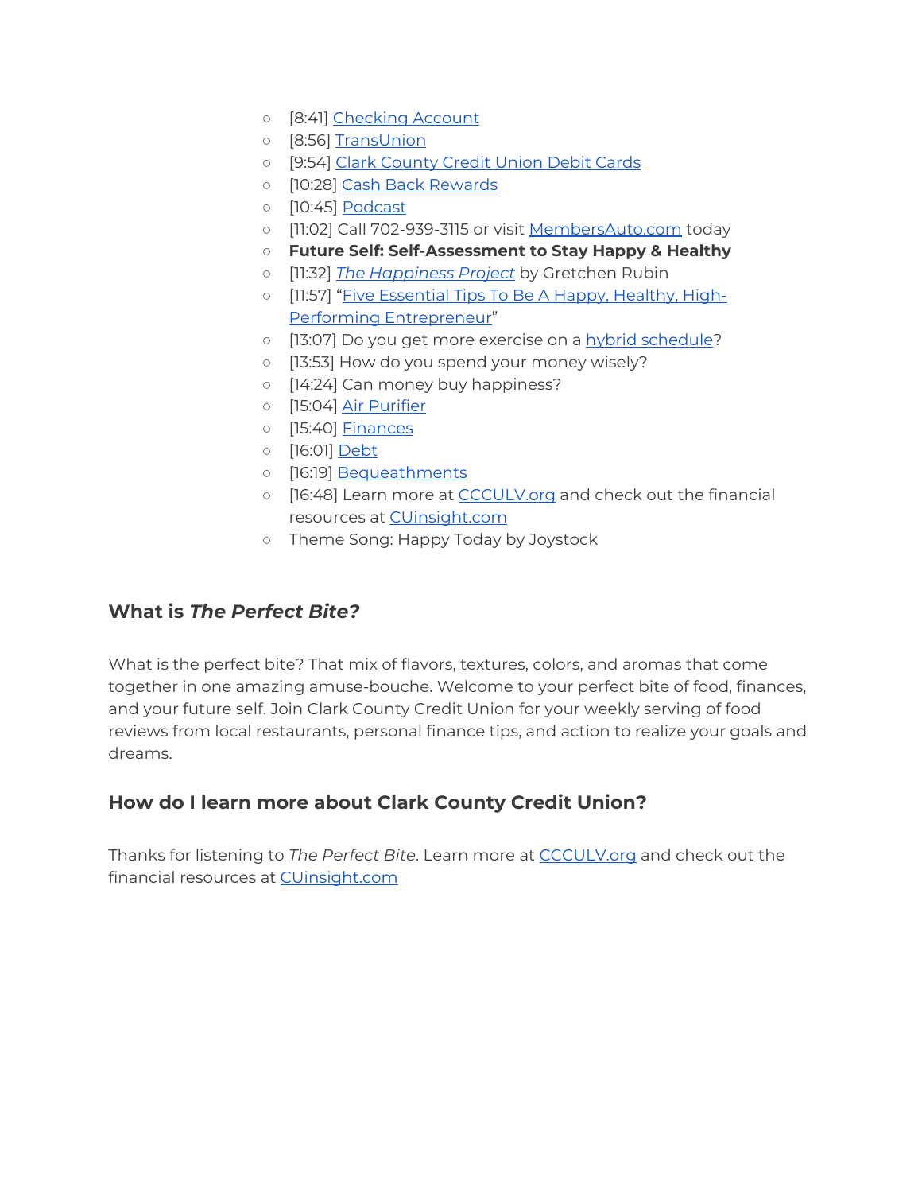- [8:41] Checking Account
- [8:56] TransUnion
- [9:54] Clark County Credit Union Debit Cards
- [10:28] Cash Back Rewards
- [10:45] Podcast
- [11:02] Call 702-939-3115 or visit MembersAuto.com today
- **Future Self: Self-Assessment to Stay Happy & Healthy**
- [11:32] *The Happiness Project* by Gretchen Rubin
- [11:57] "Five Essential Tips To Be A Happy, Healthy, High-Performing Entrepreneur"
- [13:07] Do you get more exercise on a hybrid schedule?
- [13:53] How do you spend your money wisely?
- [14:24] Can money buy happiness?
- [15:04] Air Purifier
- [15:40] Finances
- [16:01] Debt
- [16:19] Bequeathments
- [16:48] Learn more at CCCULV.org and check out the financial resources at CUinsight.com
- Theme Song: Happy Today by Joystock

## What is *The Perfect Bite?*

What is the perfect bite? That mix of flavors, textures, colors, and aromas that come together in one amazing amuse-bouche. Welcome to your perfect bite of food, finances, and your future self. Join Clark County Credit Union for your weekly serving of food reviews from local restaurants, personal finance tips, and action to realize your goals and dreams.

## How do I learn more about Clark County Credit Union?

Thanks for listening to *The Perfect Bite*. Learn more at CCCULV.org and check out the financial resources at CUinsight.com